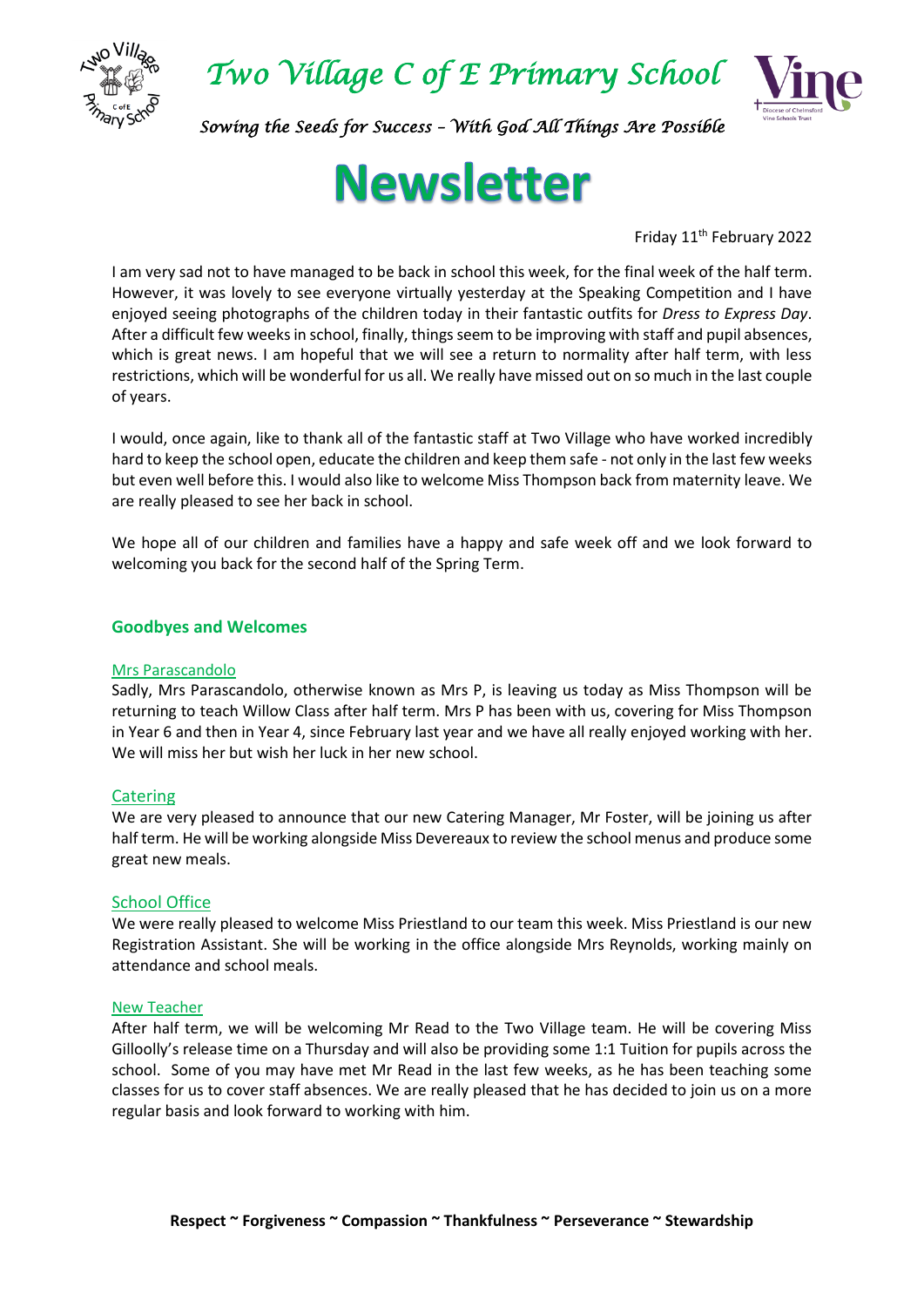# Two Village C of E Primary School

*Sowing the Seeds for Success – With God All Things Are Possible*

# Newsletter

Friday 11th February 2022

I am very sad not to have managed to be back in school this week, for the final week of the half term. However, it was lovely to see everyone virtually yesterday at the Speaking Competition and I have enjoyed seeing photographs of the children today in their fantastic outfits for *Dress to Express Day*. After a difficult few weeks in school, finally, things seem to be improving with staff and pupil absences, which is great news. I am hopeful that we will see a return to normality after half term, with less restrictions, which will be wonderful for us all. We really have missed out on so much in the last couple of years.

I would, once again, like to thank all of the fantastic staff at Two Village who have worked incredibly hard to keep the school open, educate the children and keep them safe - not only in the last few weeks but even well before this. I would also like to welcome Miss Thompson back from maternity leave. We are really pleased to see her back in school.

We hope all of our children and families have a happy and safe week off and we look forward to welcoming you back for the second half of the Spring Term.

## Goodbyes and Welcomes

### Mrs Parascandolo

Sadly, Mrs Parascandolo, otherwise known as Mrs P, is leaving us today as Miss Thompson will be returning to teach Willow Class after half term. Mrs P has been with us, covering for Miss Thompson in Year 6 and then in Year 4, since February last year and we have all really enjoyed working with her. We will miss her but wish her luck in her new school.

### Catering

We are very pleased to announce that our new Catering Manager, Mr Foster, will be joining us after half term. He will be working alongside Miss Devereaux to review the school menus and produce some great new meals.

### School Office

We were really pleased to welcome Miss Priestland to our team this week. Miss Priestland is our new Registration Assistant. She will be working in the office alongside Mrs Reynolds, working mainly on attendance and school meals.

### New Teacher

After half term, we will be welcoming Mr Read to the Two Village team. He will be covering Miss Gilloolly's release time on a Thursday and will also be providing some 1:1 Tuition for pupils across the school. Some of you may have met Mr Read in the last few weeks, as he has been teaching some classes for us to cover staff absences. We are really pleased that he has decided to join us on a more regular basis and look forward to working with him.

**Respect ~ Forgiveness ~ Compassion ~ Thankfulness ~ Perseverance ~ Stewardship**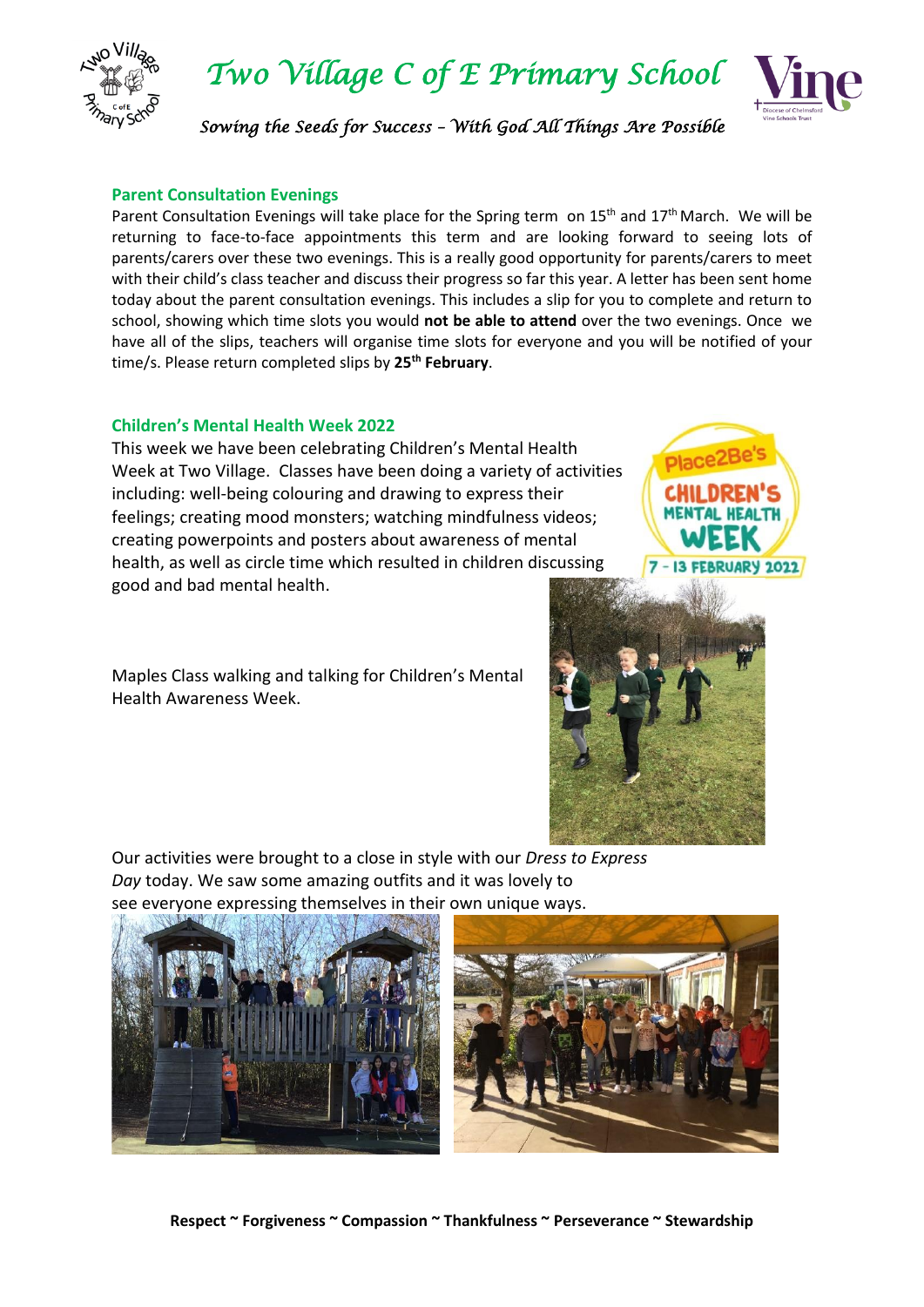## Parent Consultation Evenings

Parent Consultation Evenings will take place for the Spring term on 15th and 17th March. We will be returning to face-to-face appointments this term and are looking forward to seeing lots of parents/carers over these two evenings. This is a really good opportunity for parents/carers to meet with their child's class teacher and discuss their progress so far this year. A letter has been sent home today about the parent consultation evenings. This includes a slip for you to complete and return to school, showing which time slots you would **not be able to attend** over the two evenings. Once we have all of the slips, teachers will organise time slots for everyone and you will be notified of your time/s. Please return completed slips by **25th February**.

## Children's Mental Health Week 2022

This week we have been celebrating Children's Mental Health Week at Two Village. Classes have been doing a variety of activities including: well-being colouring and drawing to express their feelings; creating mood monsters; watching mindfulness videos; creating powerpoints and posters about awareness of mental health, as well as circle time which resulted in children discussing good and bad mental health.

Maples Class walking and talking for Children's Mental Health Awareness Week.

Our activities were brought to a close in style with our *Dress to Express Day* today. We saw some amazing outfits and it was lovely to see everyone expressing themselves in their own unique ways.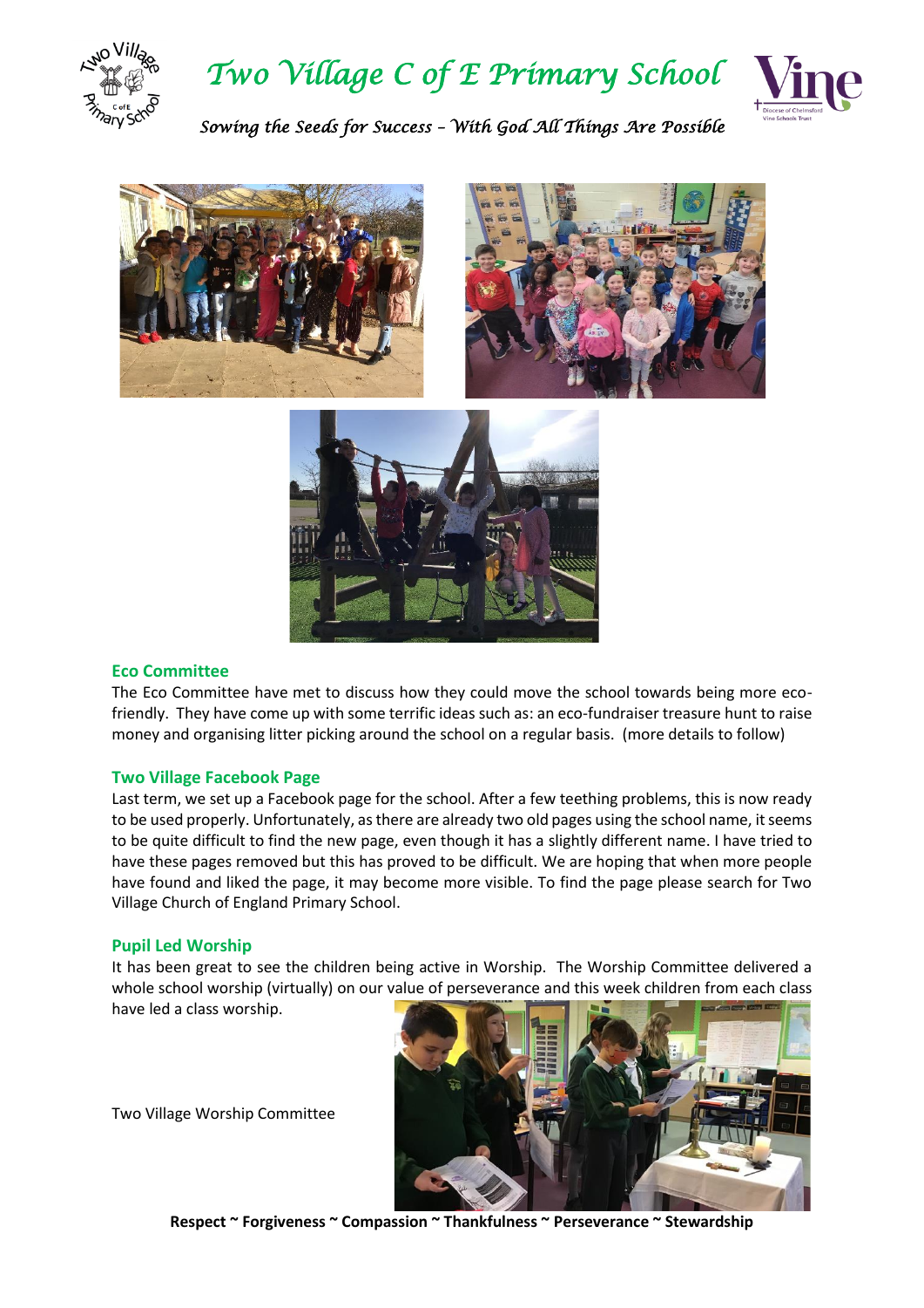## Eco Committee

The Eco Committee have met to discuss how they could move the school towards being more eco-friendly. They have come up with some terrific ideas such as: an eco-fundraiser treasure hunt to raise money and organising litter picking around the school on a regular basis. (more details to follow)

## Two Village Facebook Page

Last term, we set up a Facebook page for the school. After a few teething problems, this is now ready to be used properly. Unfortunately, as there are already two old pages using the school name, it seems to be quite difficult to find the new page, even though it has a slightly different name. I have tried to have these pages removed but this has proved to be difficult. We are hoping that when more people have found and liked the page, it may become more visible. To find the page please search for Two Village Church of England Primary School.

## Pupil Led Worship

It has been great to see the children being active in Worship. The Worship Committee delivered a whole school worship (virtually) on our value of perseverance and this week children from each class have led a class worship.

Two Village Worship Committee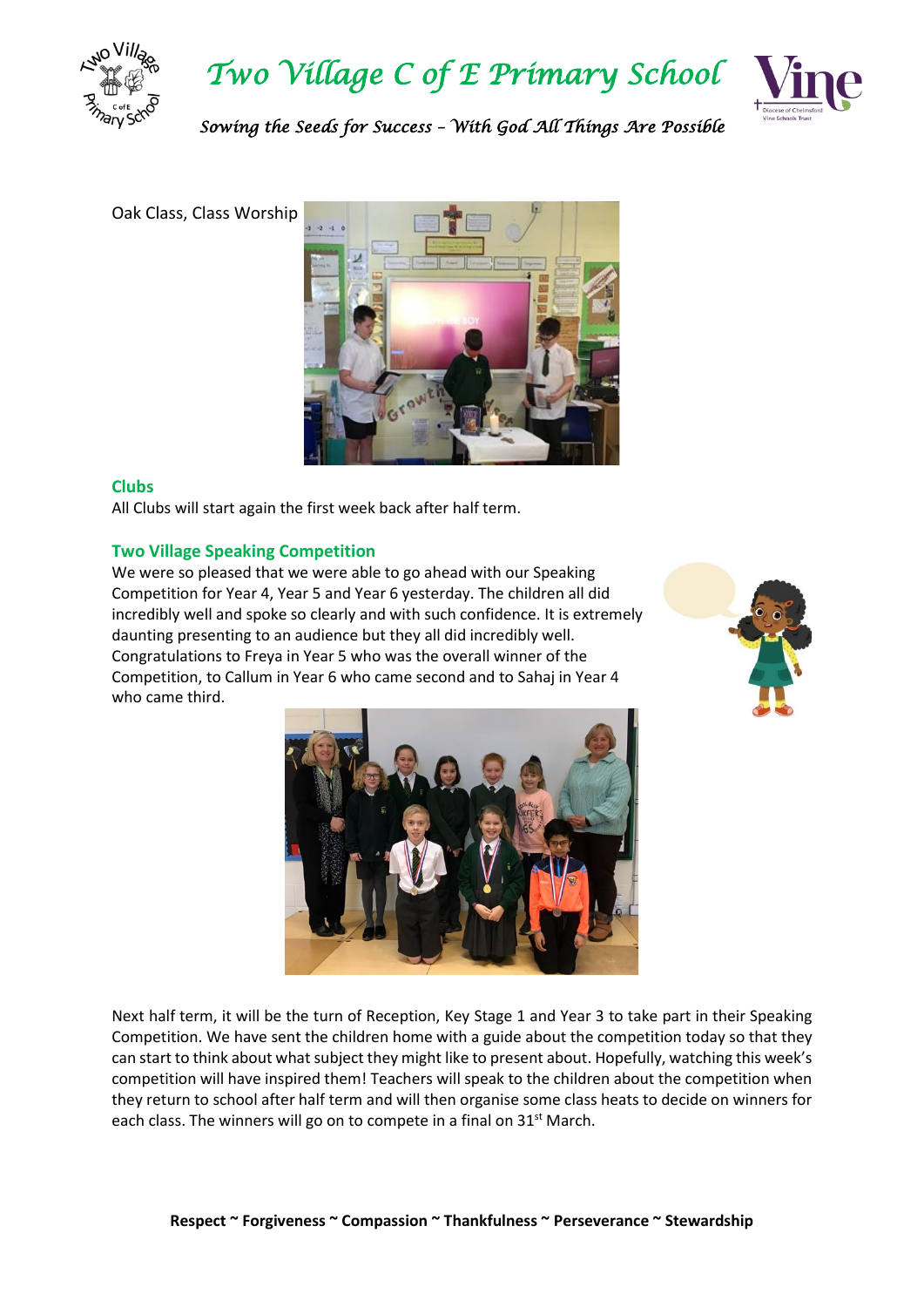Oak Class, Class Worship

## Clubs

All Clubs will start again the first week back after half term.

## Two Village Speaking Competition

We were so pleased that we were able to go ahead with our Speaking Competition for Year 4, Year 5 and Year 6 yesterday. The children all did incredibly well and spoke so clearly and with such confidence. It is extremely daunting presenting to an audience but they all did incredibly well. Congratulations to Freya in Year 5 who was the overall winner of the Competition, to Callum in Year 6 who came second and to Sahaj in Year 4 who came third.

Next half term, it will be the turn of Reception, Key Stage 1 and Year 3 to take part in their Speaking Competition. We have sent the children home with a guide about the competition today so that they can start to think about what subject they might like to present about. Hopefully, watching this week's competition will have inspired them! Teachers will speak to the children about the competition when they return to school after half term and will then organise some class heats to decide on winners for each class. The winners will go on to compete in a final on 31st March.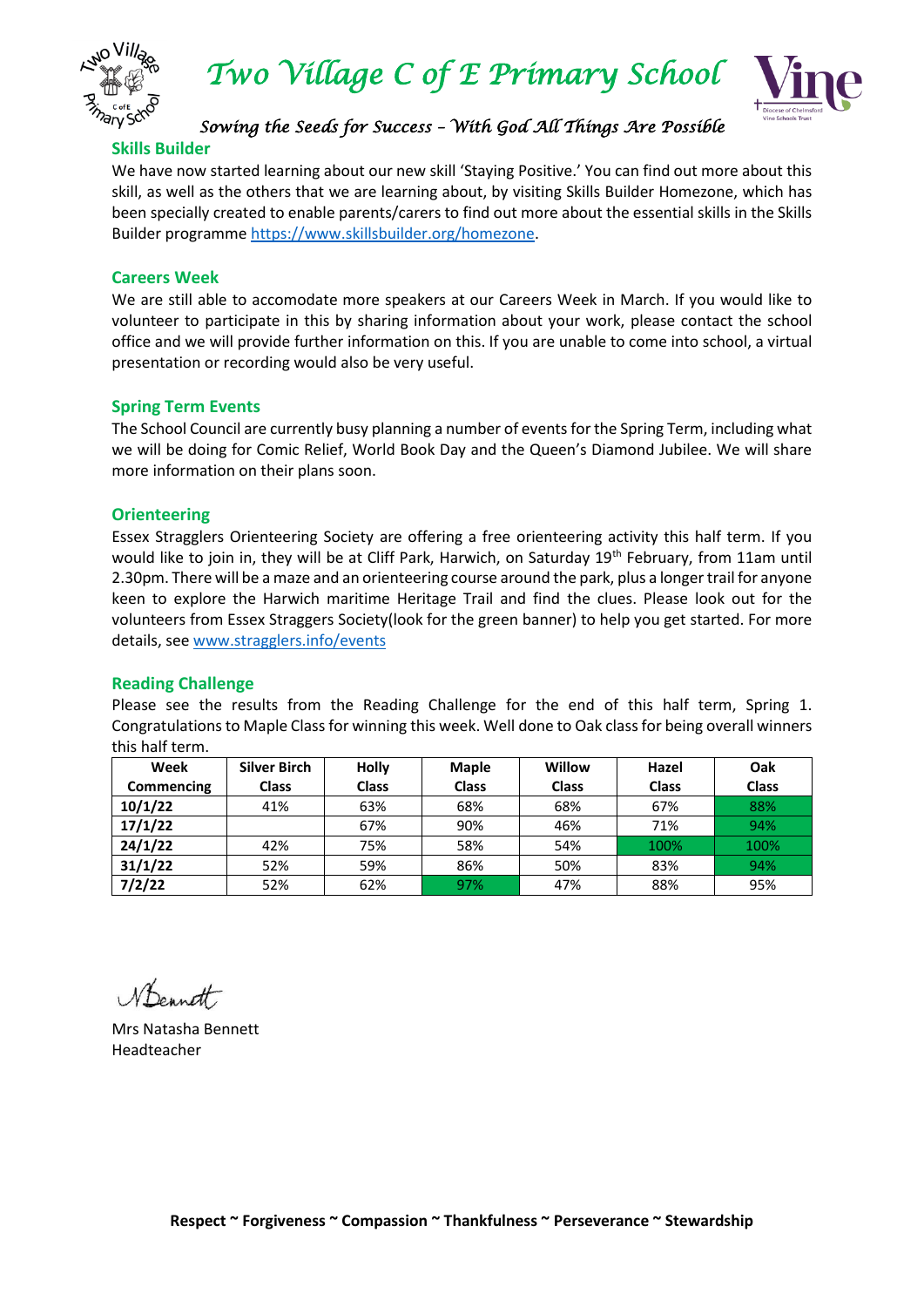# Two Village C of E Primary School

*Sowing the Seeds for Success – With God All Things Are Possible*

## Skills Builder

We have now started learning about our new skill 'Staying Positive.' You can find out more about this skill, as well as the others that we are learning about, by visiting Skills Builder Homezone, which has been specially created to enable parents/carers to find out more about the essential skills in the Skills Builder programme https://www.skillsbuilder.org/homezone.

## Careers Week

We are still able to accomodate more speakers at our Careers Week in March. If you would like to volunteer to participate in this by sharing information about your work, please contact the school office and we will provide further information on this. If you are unable to come into school, a virtual presentation or recording would also be very useful.

## Spring Term Events

The School Council are currently busy planning a number of events for the Spring Term, including what we will be doing for Comic Relief, World Book Day and the Queen's Diamond Jubilee. We will share more information on their plans soon.

## Orienteering

Essex Stragglers Orienteering Society are offering a free orienteering activity this half term. If you would like to join in, they will be at Cliff Park, Harwich, on Saturday 19th February, from 11am until 2.30pm. There will be a maze and an orienteering course around the park, plus a longer trail for anyone keen to explore the Harwich maritime Heritage Trail and find the clues. Please look out for the volunteers from Essex Straggers Society(look for the green banner) to help you get started. For more details, see www.stragglers.info/events

## Reading Challenge

Please see the results from the Reading Challenge for the end of this half term, Spring 1. Congratulations to Maple Class for winning this week. Well done to Oak class for being overall winners this half term.

| Week Commencing | Silver Birch Class | Holly Class | Maple Class | Willow Class | Hazel Class | Oak Class |
|---|---|---|---|---|---|---|
| 10/1/22 | 41% | 63% | 68% | 68% | 67% | 88% |
| 17/1/22 | | 67% | 90% | 46% | 71% | 94% |
| 24/1/22 | 42% | 75% | 58% | 54% | 100% | 100% |
| 31/1/22 | 52% | 59% | 86% | 50% | 83% | 94% |
| 7/2/22 | 52% | 62% | 97% | 47% | 88% | 95% |

N Bennett

Mrs Natasha Bennett
Headteacher

**Respect ~ Forgiveness ~ Compassion ~ Thankfulness ~ Perseverance ~ Stewardship**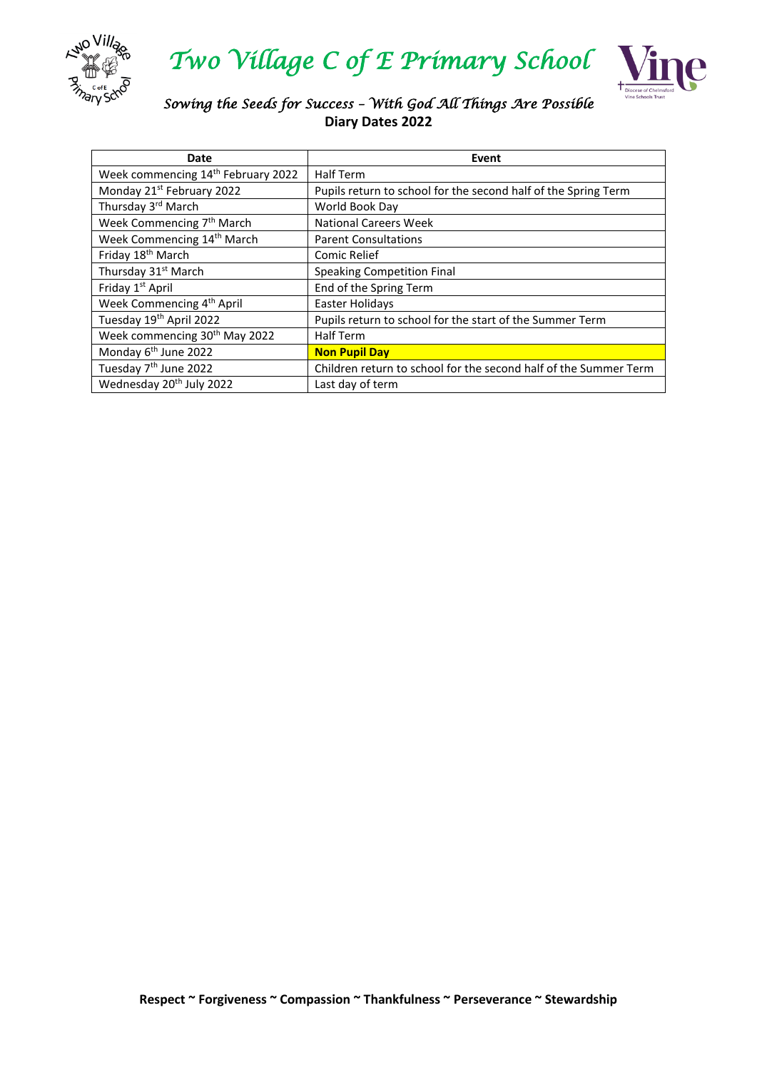# *Two Village C of E Primary School*

*Sowing the Seeds for Success – With God All Things Are Possible*

**Diary Dates 2022**

| Date | Event |
|---|---|
| Week commencing 14th February 2022 | Half Term |
| Monday 21st February 2022 | Pupils return to school for the second half of the Spring Term |
| Thursday 3rd March | World Book Day |
| Week Commencing 7th March | National Careers Week |
| Week Commencing 14th March | Parent Consultations |
| Friday 18th March | Comic Relief |
| Thursday 31st March | Speaking Competition Final |
| Friday 1st April | End of the Spring Term |
| Week Commencing 4th April | Easter Holidays |
| Tuesday 19th April 2022 | Pupils return to school for the start of the Summer Term |
| Week commencing 30th May 2022 | Half Term |
| Monday 6th June 2022 | **Non Pupil Day** |
| Tuesday 7th June 2022 | Children return to school for the second half of the Summer Term |
| Wednesday 20th July 2022 | Last day of term |

**Respect ~ Forgiveness ~ Compassion ~ Thankfulness ~ Perseverance ~ Stewardship**